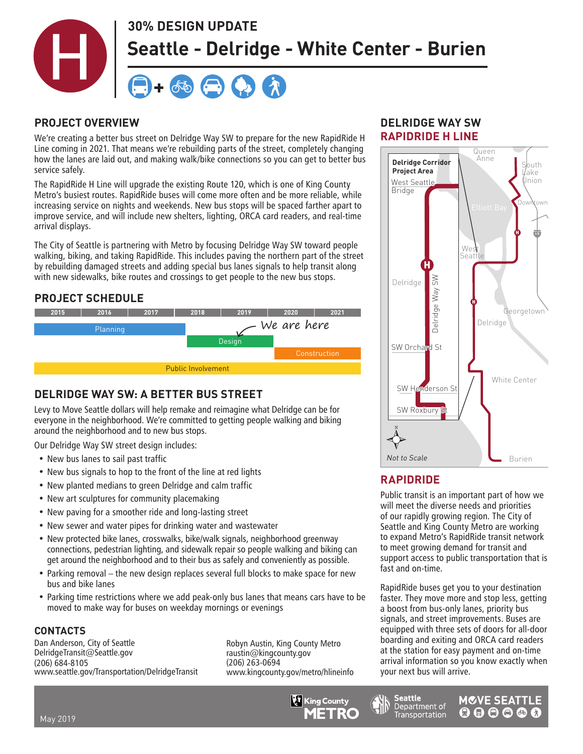# 30% DESIGN UPDATE

# Seattle - Delridge - White Center - Burien

## PROJECT OVERVIEW

We're creating a better bus street on Delridge Way SW to prepare for the new RapidRide H Line coming in 2021. That means we're rebuilding parts of the street, completely changing how the lanes are laid out, and making walk/bike connections so you can get to better bus service safely.

The RapidRide H Line will upgrade the existing Route 120, which is one of King County Metro's busiest routes. RapidRide buses will come more often and be more reliable, while increasing service on nights and weekends. New bus stops will be spaced farther apart to improve service, and will include new shelters, lighting, ORCA card readers, and real-time arrival displays.

The City of Seattle is partnering with Metro by focusing Delridge Way SW toward people walking, biking, and taking RapidRide. This includes paving the northern part of the street by rebuilding damaged streets and adding special bus lanes signals to help transit along with new sidewalks, bike routes and crossings to get people to the new bus stops.

## PROJECT SCHEDULE

| 2015 | 2016 | 2017 | 2018 | 2019 | 2020 | 2021 |
|---|---|---|---|---|---|---|
| Planning | | | | | | |
| | | | Design | | | |
| | | | | | Construction | |
| Public Involvement | | | | | | |

*We are here* (2019)

## DELRIDGE WAY SW: A BETTER BUS STREET

Levy to Move Seattle dollars will help remake and reimagine what Delridge can be for everyone in the neighborhood. We're committed to getting people walking and biking around the neighborhood and to new bus stops.

Our Delridge Way SW street design includes:

- New bus lanes to sail past traffic
- New bus signals to hop to the front of the line at red lights
- New planted medians to green Delridge and calm traffic
- New art sculptures for community placemaking
- New paving for a smoother ride and long-lasting street
- New sewer and water pipes for drinking water and wastewater
- New protected bike lanes, crosswalks, bike/walk signals, neighborhood greenway connections, pedestrian lighting, and sidewalk repair so people walking and biking can get around the neighborhood and to their bus as safely and conveniently as possible.
- Parking removal – the new design replaces several full blocks to make space for new bus and bike lanes
- Parking time restrictions where we add peak-only bus lanes that means cars have to be moved to make way for buses on weekday mornings or evenings

## CONTACTS

Dan Anderson, City of Seattle
DelridgeTransit@Seattle.gov
(206) 684-8105
www.seattle.gov/Transportation/DelridgeTransit

Robyn Austin, King County Metro
raustin@kingcounty.gov
(206) 263-0694
www.kingcounty.gov/metro/hlineinfo

## DELRIDGE WAY SW RAPIDRIDE H LINE

Delridge Corridor Project Area: West Seattle Bridge, Delridge, Delridge Way SW, SW Orchard St, SW Henderson St, SW Roxbury St. Route also serves Downtown, West Seattle, Delridge, White Center, Burien. Other labels: Queen Anne, South Lake Union, Elliott Bay, Georgetown.

*Not to Scale*

## RAPIDRIDE

Public transit is an important part of how we will meet the diverse needs and priorities of our rapidly growing region. The City of Seattle and King County Metro are working to expand Metro's RapidRide transit network to meet growing demand for transit and support access to public transportation that is fast and on-time.

RapidRide buses get you to your destination faster. They move more and stop less, getting a boost from bus-only lanes, priority bus signals, and street improvements. Buses are equipped with three sets of doors for all-door boarding and exiting and ORCA card readers at the station for easy payment and on-time arrival information so you know exactly when your next bus will arrive.

May 2019

King County METRO | Seattle Department of Transportation | MOVE SEATTLE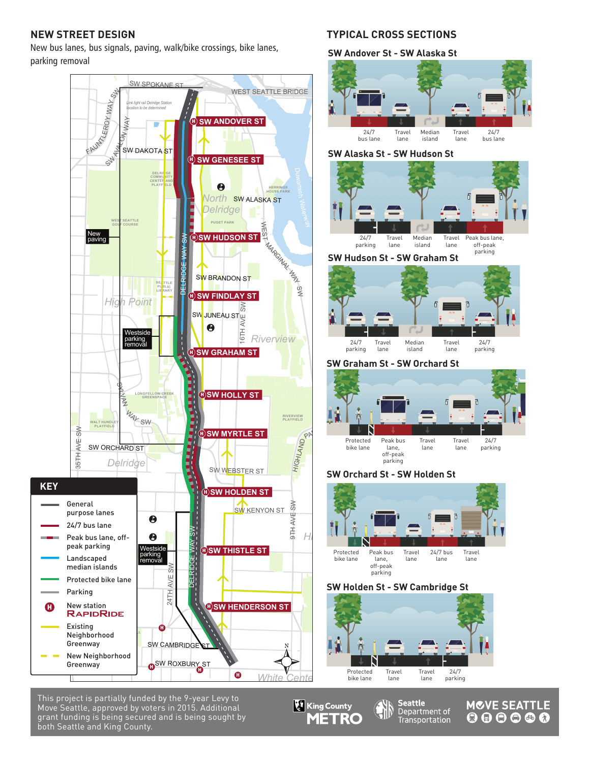## NEW STREET DESIGN

New bus lanes, bus signals, paving, walk/bike crossings, bike lanes, parking removal

SW SPOKANE ST
WEST SEATTLE BRIDGE
Link light rail Delridge Station location to be determined
SW ANDOVER ST
SW DAKOTA ST
SW GENESEE ST
SW ALASKA ST
North Delridge
New paving
SW HUDSON ST
SW BRANDON ST
SW FINDLAY ST
High Point
SW JUNEAU ST
Westside parking removal
SW GRAHAM ST
Riverview
SW HOLLY ST
SW MYRTLE ST
SW ORCHARD ST
Delridge
SW WEBSTER ST
SW HOLDEN ST
SW KENYON ST
Westside parking removal
SW THISTLE ST
SW HENDERSON ST
SW CAMBRIDGE ST
SW ROXBURY ST
White Center

### KEY

- General purpose lanes
- 24/7 bus lane
- Peak bus lane, off-peak parking
- Landscaped median islands
- Protected bike lane
- Parking
- New station RapidRide
- Existing Neighborhood Greenway
- New Neighborhood Greenway

## TYPICAL CROSS SECTIONS

### SW Andover St - SW Alaska St

24/7 bus lane | Travel lane | Median island | Travel lane | 24/7 bus lane

### SW Alaska St - SW Hudson St

24/7 parking | Travel lane | Median island | Travel lane | Peak bus lane, off-peak parking

### SW Hudson St - SW Graham St

24/7 parking | Travel lane | Median island | Travel lane | 24/7 parking

### SW Graham St - SW Orchard St

Protected bike lane | Peak bus lane, off-peak parking | Travel lane | Travel lane | 24/7 parking

### SW Orchard St - SW Holden St

Protected bike lane | Peak bus lane, off-peak parking | Travel lane | 24/7 bus lane | Travel lane

### SW Holden St - SW Cambridge St

Protected bike lane | Travel lane | Travel lane | 24/7 parking

This project is partially funded by the 9-year Levy to Move Seattle, approved by voters in 2015. Additional grant funding is being secured and is being sought by both Seattle and King County.

King County METRO | Seattle Department of Transportation | MOVE SEATTLE